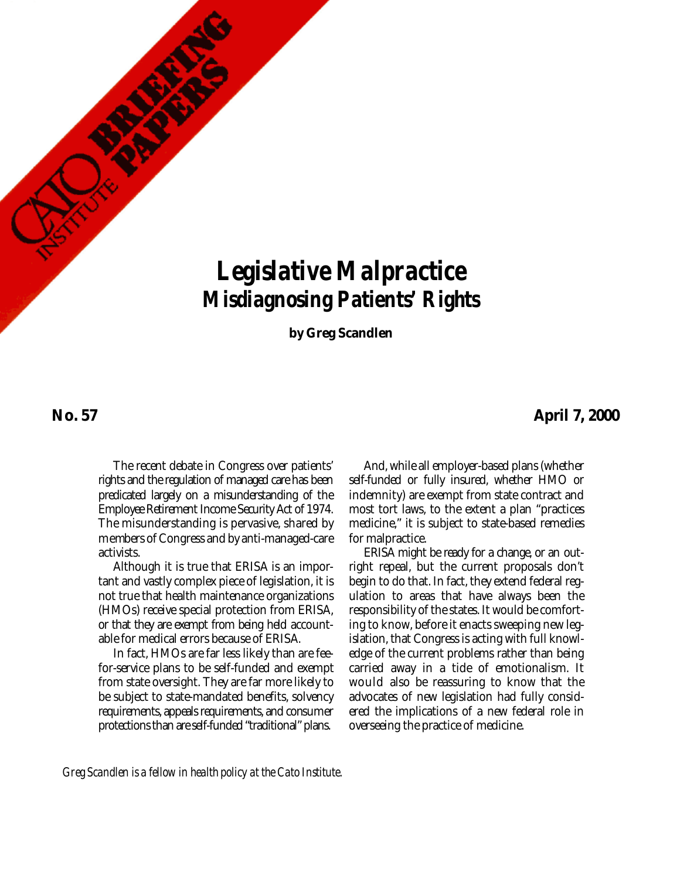CATO INSTITUTE BRIEFING PAPERS

# Legislative Malpractice
## Misdiagnosing Patients' Rights

**by Greg Scandlen**

**No. 57** **April 7, 2000**

The recent debate in Congress over patients' rights and the regulation of managed care has been predicated largely on a misunderstanding of the Employee Retirement Income Security Act of 1974. The misunderstanding is pervasive, shared by members of Congress and by anti-managed-care activists.

Although it is true that ERISA is an important and vastly complex piece of legislation, it is not true that health maintenance organizations (HMOs) receive special protection from ERISA, or that they are exempt from being held accountable for medical errors because of ERISA.

In fact, HMOs are far less likely than are fee-for-service plans to be self-funded and exempt from state oversight. They are far more likely to be subject to state-mandated benefits, solvency requirements, appeals requirements, and consumer protections than are self-funded "traditional" plans.

And, while all employer-based plans (whether self-funded or fully insured, whether HMO or indemnity) are exempt from state contract and most tort laws, to the extent a plan "practices medicine," it is subject to state-based remedies for malpractice.

ERISA might be ready for a change, or an outright repeal, but the current proposals don't begin to do that. In fact, they extend federal regulation to areas that have always been the responsibility of the states. It would be comforting to know, before it enacts sweeping new legislation, that Congress is acting with full knowledge of the current problems rather than being carried away in a tide of emotionalism. It would also be reassuring to know that the advocates of new legislation had fully considered the implications of a new federal role in overseeing the practice of medicine.

*Greg Scandlen is a fellow in health policy at the Cato Institute.*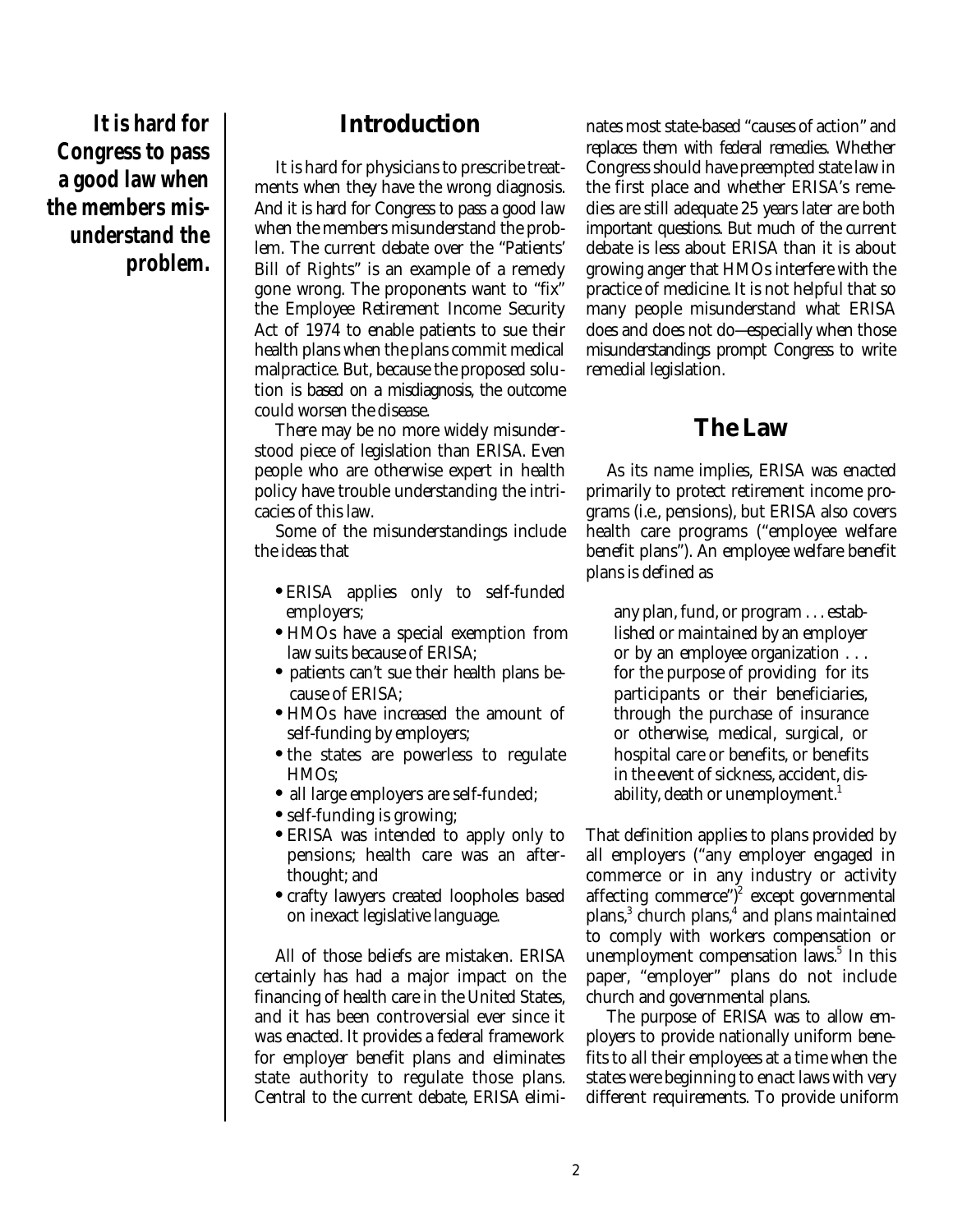*It is hard for Congress to pass a good law when the members misunderstand the problem.*

## Introduction

It is hard for physicians to prescribe treatments when they have the wrong diagnosis. And it is hard for Congress to pass a good law when the members misunderstand the problem. The current debate over the "Patients' Bill of Rights" is an example of a remedy gone wrong. The proponents want to "fix" the Employee Retirement Income Security Act of 1974 to enable patients to sue their health plans when the plans commit medical malpractice. But, because the proposed solution is based on a misdiagnosis, the outcome could worsen the disease.

There may be no more widely misunderstood piece of legislation than ERISA. Even people who are otherwise expert in health policy have trouble understanding the intricacies of this law.

Some of the misunderstandings include the ideas that

- ERISA applies only to self-funded employers;
- HMOs have a special exemption from law suits because of ERISA;
- patients can't sue their health plans because of ERISA;
- HMOs have increased the amount of self-funding by employers;
- the states are powerless to regulate HMOs;
- all large employers are self-funded;
- self-funding is growing;
- ERISA was intended to apply only to pensions; health care was an afterthought; and
- crafty lawyers created loopholes based on inexact legislative language.

All of those beliefs are mistaken. ERISA certainly has had a major impact on the financing of health care in the United States, and it has been controversial ever since it was enacted. It provides a federal framework for employer benefit plans and eliminates state authority to regulate those plans. Central to the current debate, ERISA eliminates most state-based "causes of action" and replaces them with federal remedies. Whether Congress should have preempted state law in the first place and whether ERISA's remedies are still adequate 25 years later are both important questions. But much of the current debate is less about ERISA than it is about growing anger that HMOs interfere with the practice of medicine. It is not helpful that so many people misunderstand what ERISA does and does not do—especially when those misunderstandings prompt Congress to write remedial legislation.

## The Law

As its name implies, ERISA was enacted primarily to protect retirement income programs (i.e., pensions), but ERISA also covers health care programs ("employee welfare benefit plans"). An employee welfare benefit plans is defined as

> any plan, fund, or program . . . established or maintained by an employer or by an employee organization . . . for the purpose of providing for its participants or their beneficiaries, through the purchase of insurance or otherwise, medical, surgical, or hospital care or benefits, or benefits in the event of sickness, accident, disability, death or unemployment.[1]

That definition applies to plans provided by all employers ("any employer engaged in commerce or in any industry or activity affecting commerce")[2] except governmental plans,[3] church plans,[4] and plans maintained to comply with workers compensation or unemployment compensation laws.[5] In this paper, "employer" plans do not include church and governmental plans.

The purpose of ERISA was to allow employers to provide nationally uniform benefits to all their employees at a time when the states were beginning to enact laws with very different requirements. To provide uniform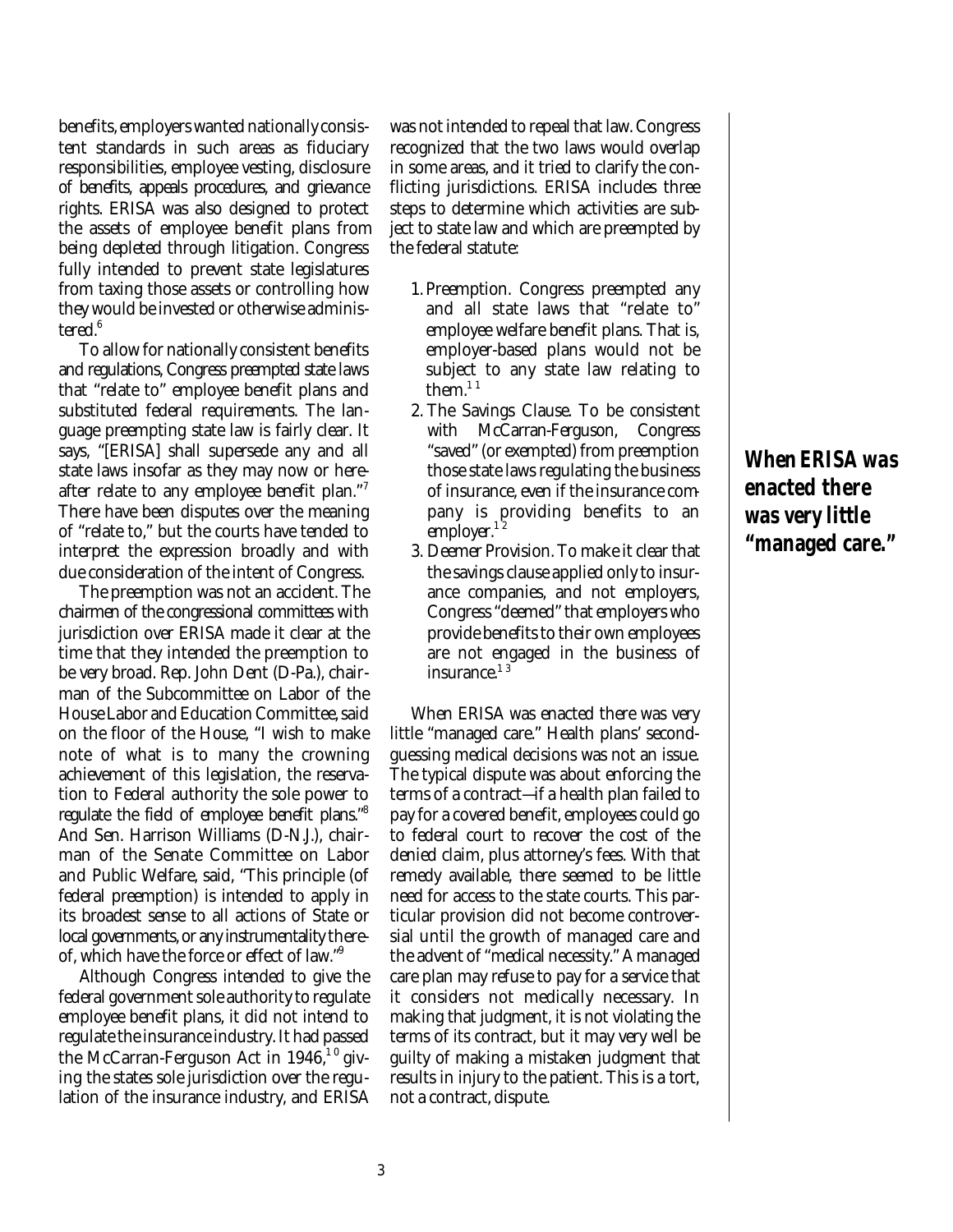benefits, employers wanted nationally consistent standards in such areas as fiduciary responsibilities, employee vesting, disclosure of benefits, appeals procedures, and grievance rights. ERISA was also designed to protect the assets of employee benefit plans from being depleted through litigation. Congress fully intended to prevent state legislatures from taxing those assets or controlling how they would be invested or otherwise administered.[6]

To allow for nationally consistent benefits and regulations, Congress preempted state laws that "relate to" employee benefit plans and substituted federal requirements. The language preempting state law is fairly clear. It says, "[ERISA] shall supersede any and all state laws insofar as they may now or hereafter relate to any employee benefit plan."[7] There have been disputes over the meaning of "relate to," but the courts have tended to interpret the expression broadly and with due consideration of the intent of Congress.

The preemption was not an accident. The chairmen of the congressional committees with jurisdiction over ERISA made it clear at the time that they intended the preemption to be very broad. Rep. John Dent (D-Pa.), chairman of the Subcommittee on Labor of the House Labor and Education Committee, said on the floor of the House, "I wish to make note of what is to many the crowning achievement of this legislation, the reservation to Federal authority the sole power to regulate the field of employee benefit plans."[8] And Sen. Harrison Williams (D-N.J.), chairman of the Senate Committee on Labor and Public Welfare, said, "This principle (of federal preemption) is intended to apply in its broadest sense to all actions of State or local governments, or any instrumentality thereof, which have the force or effect of law."[9]

Although Congress intended to give the federal government sole authority to regulate employee benefit plans, it did not intend to regulate the insurance industry. It had passed the McCarran-Ferguson Act in 1946,[10] giving the states sole jurisdiction over the regulation of the insurance industry, and ERISA was not intended to repeal that law. Congress recognized that the two laws would overlap in some areas, and it tried to clarify the conflicting jurisdictions. ERISA includes three steps to determine which activities are subject to state law and which are preempted by the federal statute:

1. Preemption. Congress preempted any and all state laws that "relate to" employee welfare benefit plans. That is, employer-based plans would not be subject to any state law relating to them.[11]
2. The Savings Clause. To be consistent with McCarran-Ferguson, Congress "saved" (or exempted) from preemption those state laws regulating the business of insurance, even if the insurance company is providing benefits to an employer.[12]
3. Deemer Provision. To make it clear that the savings clause applied only to insurance companies, and not employers, Congress "deemed" that employers who provide benefits to their own employees are not engaged in the business of insurance.[13]

When ERISA was enacted there was very little "managed care." Health plans' second-guessing medical decisions was not an issue. The typical dispute was about enforcing the terms of a contract—if a health plan failed to pay for a covered benefit, employees could go to federal court to recover the cost of the denied claim, plus attorney's fees. With that remedy available, there seemed to be little need for access to the state courts. This particular provision did not become controversial until the growth of managed care and the advent of "medical necessity." A managed care plan may refuse to pay for a service that it considers not medically necessary. In making that judgment, it is not violating the terms of its contract, but it may very well be guilty of making a mistaken judgment that results in injury to the patient. This is a tort, not a contract, dispute.

***When ERISA was enacted there was very little "managed care."***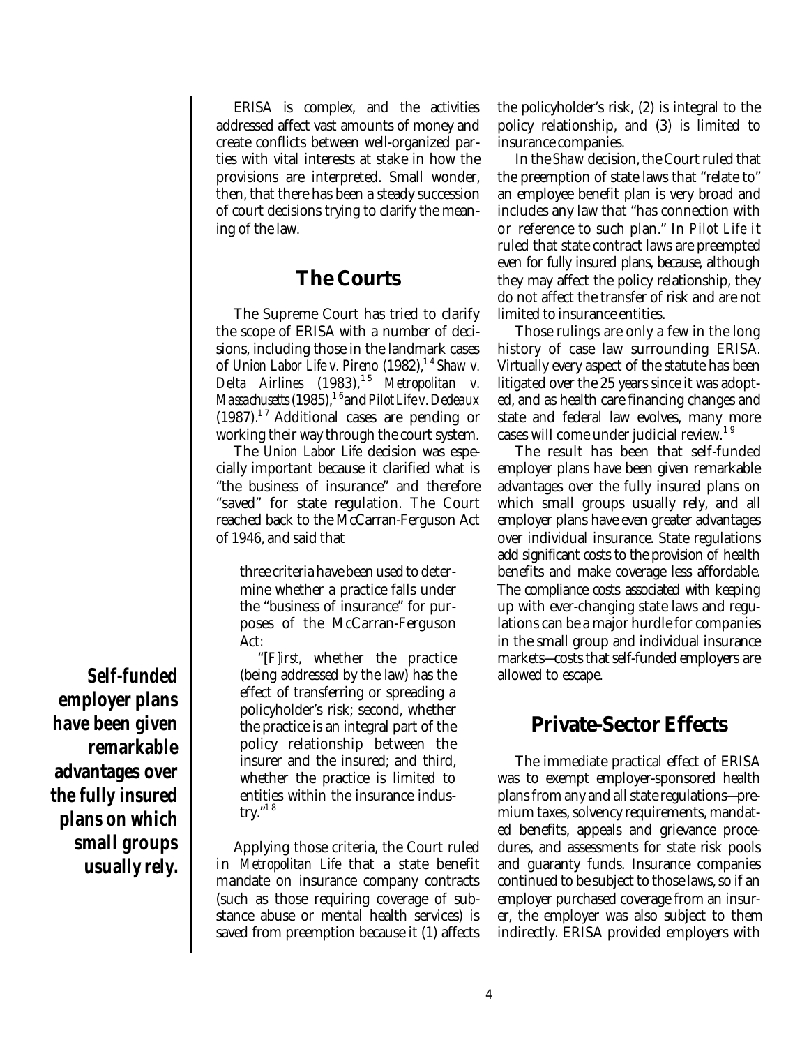ERISA is complex, and the activities addressed affect vast amounts of money and create conflicts between well-organized parties with vital interests at stake in how the provisions are interpreted. Small wonder, then, that there has been a steady succession of court decisions trying to clarify the meaning of the law.

## The Courts

The Supreme Court has tried to clarify the scope of ERISA with a number of decisions, including those in the landmark cases of *Union Labor Life v. Pireno* (1982),[14] *Shaw v. Delta Airlines* (1983),[15] *Metropolitan v. Massachusetts* (1985),[16] and *Pilot Life v. Dedeaux* (1987).[17] Additional cases are pending or working their way through the court system.

The *Union Labor Life* decision was especially important because it clarified what is "the business of insurance" and therefore "saved" for state regulation. The Court reached back to the McCarran-Ferguson Act of 1946, and said that

> three criteria have been used to determine whether a practice falls under the "business of insurance" for purposes of the McCarran-Ferguson Act:
>
> "[F]*irst*, whether the practice (being addressed by the law) has the effect of transferring or spreading a policyholder's risk; second, whether the practice is an integral part of the policy relationship between the insurer and the insured; and third, whether the practice is limited to entities within the insurance industry."[18]

Applying those criteria, the Court ruled in *Metropolitan Life* that a state benefit mandate on insurance company contracts (such as those requiring coverage of substance abuse or mental health services) is saved from preemption because it (1) affects the policyholder's risk, (2) is integral to the policy relationship, and (3) is limited to insurance companies.

In the *Shaw* decision, the Court ruled that the preemption of state laws that "relate to" an employee benefit plan is very broad and includes any law that "has connection with or reference to such plan." In *Pilot Life* it ruled that state contract laws are preempted even for fully insured plans, because, although they may affect the policy relationship, they do not affect the transfer of risk and are not limited to insurance entities.

Those rulings are only a few in the long history of case law surrounding ERISA. Virtually every aspect of the statute has been litigated over the 25 years since it was adopted, and as health care financing changes and state and federal law evolves, many more cases will come under judicial review.[19]

The result has been that self-funded employer plans have been given remarkable advantages over the fully insured plans on which small groups usually rely, and all employer plans have even greater advantages over individual insurance. State regulations add significant costs to the provision of health benefits and make coverage less affordable. The compliance costs associated with keeping up with ever-changing state laws and regulations can be a major hurdle for companies in the small group and individual insurance markets—costs that self-funded employers are allowed to escape.

**Self-funded employer plans have been given remarkable advantages over the fully insured plans on which small groups usually rely.**

## Private-Sector Effects

The immediate practical effect of ERISA was to exempt employer-sponsored health plans from any and all state regulations—premium taxes, solvency requirements, mandated benefits, appeals and grievance procedures, and assessments for state risk pools and guaranty funds. Insurance companies continued to be subject to those laws, so if an employer purchased coverage from an insurer, the employer was also subject to them indirectly. ERISA provided employers with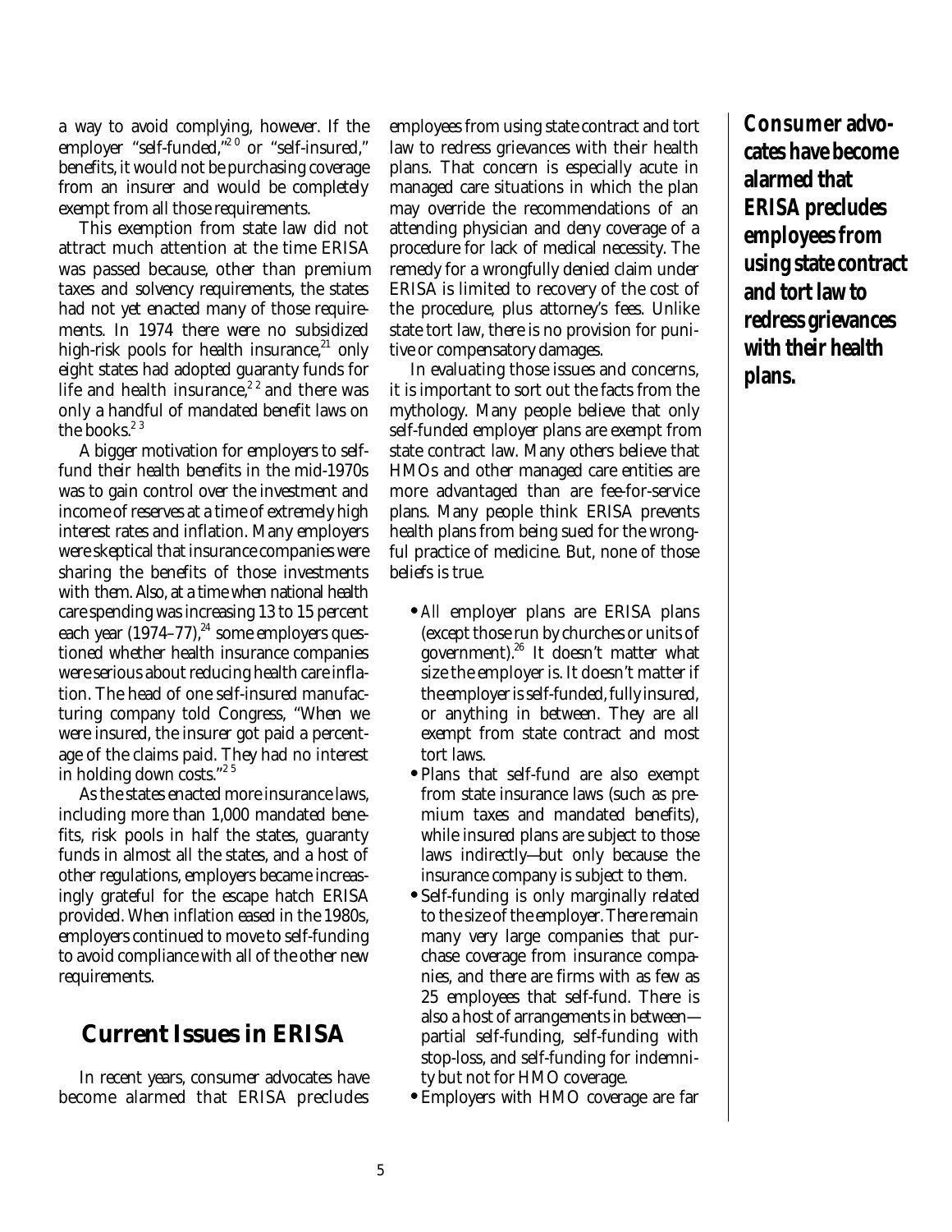a way to avoid complying, however. If the employer "self-funded,"[20] or "self-insured," benefits, it would not be purchasing coverage from an insurer and would be completely exempt from all those requirements.

This exemption from state law did not attract much attention at the time ERISA was passed because, other than premium taxes and solvency requirements, the states had not yet enacted many of those requirements. In 1974 there were no subsidized high-risk pools for health insurance,[21] only eight states had adopted guaranty funds for life and health insurance,[22] and there was only a handful of mandated benefit laws on the books.[23]

A bigger motivation for employers to self-fund their health benefits in the mid-1970s was to gain control over the investment and income of reserves at a time of extremely high interest rates and inflation. Many employers were skeptical that insurance companies were sharing the benefits of those investments with them. Also, at a time when national health care spending was increasing 13 to 15 percent each year (1974–77),[24] some employers questioned whether health insurance companies were serious about reducing health care inflation. The head of one self-insured manufacturing company told Congress, "When we were insured, the insurer got paid a percentage of the claims paid. They had no interest in holding down costs."[25]

As the states enacted more insurance laws, including more than 1,000 mandated benefits, risk pools in half the states, guaranty funds in almost all the states, and a host of other regulations, employers became increasingly grateful for the escape hatch ERISA provided. When inflation eased in the 1980s, employers continued to move to self-funding to avoid compliance with all of the other new requirements.

## Current Issues in ERISA

In recent years, consumer advocates have become alarmed that ERISA precludes employees from using state contract and tort law to redress grievances with their health plans. That concern is especially acute in managed care situations in which the plan may override the recommendations of an attending physician and deny coverage of a procedure for lack of medical necessity. The remedy for a wrongfully denied claim under ERISA is limited to recovery of the cost of the procedure, plus attorney's fees. Unlike state tort law, there is no provision for punitive or compensatory damages.

In evaluating those issues and concerns, it is important to sort out the facts from the mythology. Many people believe that only self-funded employer plans are exempt from state contract law. Many others believe that HMOs and other managed care entities are more advantaged than are fee-for-service plans. Many people think ERISA prevents health plans from being sued for the wrongful practice of medicine. But, none of those beliefs is true.

- *All* employer plans are ERISA plans (except those run by churches or units of government).[26] It doesn't matter what size the employer is. It doesn't matter if the employer is self-funded, fully insured, or anything in between. They are all exempt from state contract and most tort laws.
- Plans that self-fund are also exempt from state insurance laws (such as premium taxes and mandated benefits), while insured plans are subject to those laws indirectly—but only because the insurance company is subject to them.
- Self-funding is only marginally related to the size of the employer. There remain many very large companies that purchase coverage from insurance companies, and there are firms with as few as 25 employees that self-fund. There is also a host of arrangements in between—partial self-funding, self-funding with stop-loss, and self-funding for indemnity but not for HMO coverage.
- Employers with HMO coverage are far

**Consumer advocates have become alarmed that ERISA precludes employees from using state contract and tort law to redress grievances with their health plans.**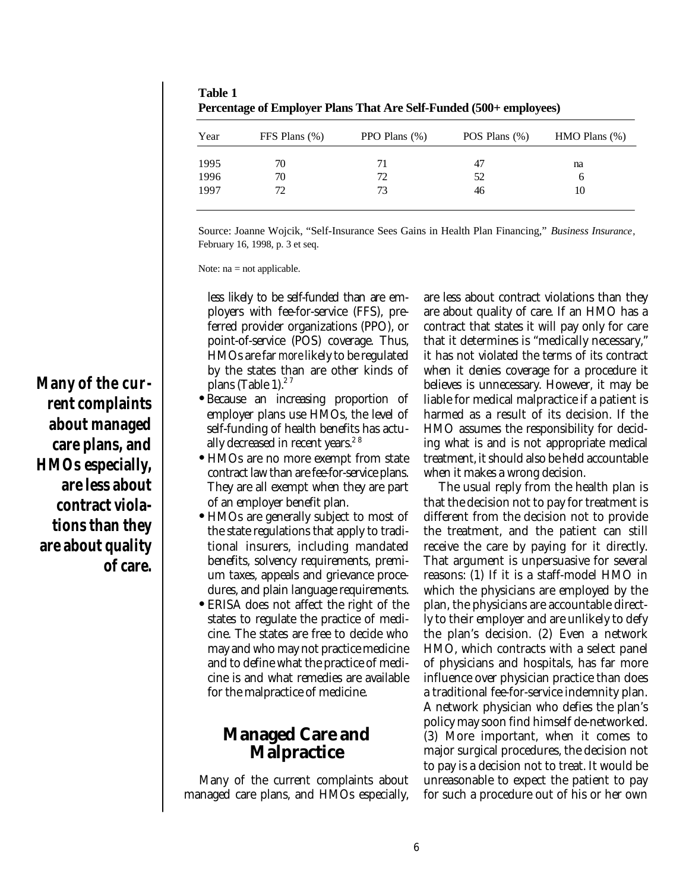**Table 1**
**Percentage of Employer Plans That Are Self-Funded (500+ employees)**

| Year | FFS Plans (%) | PPO Plans (%) | POS Plans (%) | HMO Plans (%) |
|---|---|---|---|---|
| 1995 | 70 | 71 | 47 | na |
| 1996 | 70 | 72 | 52 | 6 |
| 1997 | 72 | 73 | 46 | 10 |

Source: Joanne Wojcik, "Self-Insurance Sees Gains in Health Plan Financing," *Business Insurance*, February 16, 1998, p. 3 et seq.

Note: na = not applicable.

less likely to be self-funded than are employers with fee-for-service (FFS), preferred provider organizations (PPO), or point-of-service (POS) coverage. Thus, HMOs are far *more* likely to be regulated by the states than are other kinds of plans (Table 1).[27]

- Because an increasing proportion of employer plans use HMOs, the level of self-funding of health benefits has actually decreased in recent years.[28]
- HMOs are no more exempt from state contract law than are fee-for-service plans. They are all exempt when they are part of an employer benefit plan.
- HMOs are generally subject to most of the state regulations that apply to traditional insurers, including mandated benefits, solvency requirements, premium taxes, appeals and grievance procedures, and plain language requirements.
- ERISA does not affect the right of the states to regulate the practice of medicine. The states are free to decide who may and who may not practice medicine and to define what the practice of medicine is and what remedies are available for the malpractice of medicine.

## Managed Care and Malpractice

Many of the current complaints about managed care plans, and HMOs especially, are less about contract violations than they are about quality of care. If an HMO has a contract that states it will pay only for care that it determines is "medically necessary," it has not violated the terms of its contract when it denies coverage for a procedure it believes is unnecessary. However, it may be liable for medical malpractice if a patient is harmed as a result of its decision. If the HMO assumes the responsibility for deciding what is and is not appropriate medical treatment, it should also be held accountable when it makes a wrong decision.

***Many of the current complaints about managed care plans, and HMOs especially, are less about contract violations than they are about quality of care.***

The usual reply from the health plan is that the decision not to pay for treatment is different from the decision not to provide the treatment, and the patient can still receive the care by paying for it directly. That argument is unpersuasive for several reasons: (1) If it is a staff-model HMO in which the physicians are employed by the plan, the physicians are accountable directly to their employer and are unlikely to defy the plan's decision. (2) Even a network HMO, which contracts with a select panel of physicians and hospitals, has far more influence over physician practice than does a traditional fee-for-service indemnity plan. A network physician who defies the plan's policy may soon find himself de-networked. (3) More important, when it comes to major surgical procedures, the decision not to pay is a decision not to treat. It would be unreasonable to expect the patient to pay for such a procedure out of his or her own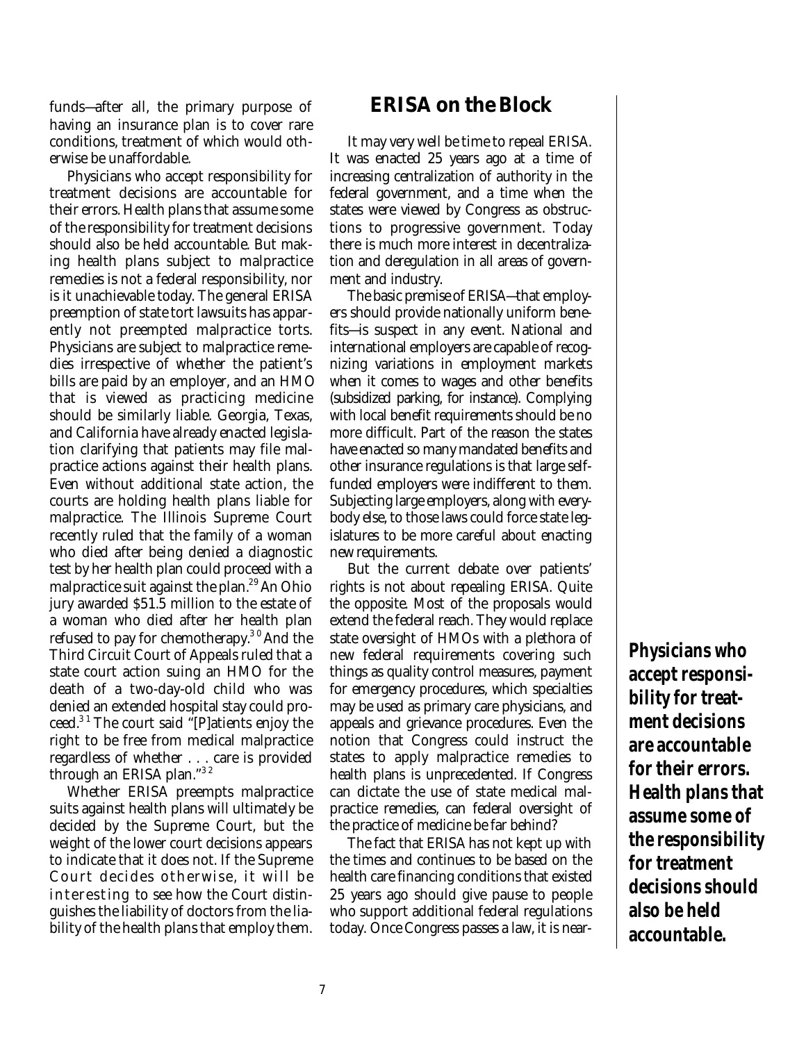funds—after all, the primary purpose of having an insurance plan is to cover rare conditions, treatment of which would otherwise be unaffordable.

Physicians who accept responsibility for treatment decisions are accountable for their errors. Health plans that assume some of the responsibility for treatment decisions should also be held accountable. But making health plans subject to malpractice remedies is not a federal responsibility, nor is it unachievable today. The general ERISA preemption of state tort lawsuits has apparently not preempted malpractice torts. Physicians are subject to malpractice remedies irrespective of whether the patient's bills are paid by an employer, and an HMO that is viewed as practicing medicine should be similarly liable. Georgia, Texas, and California have already enacted legislation clarifying that patients may file malpractice actions against their health plans. Even without additional state action, the courts are holding health plans liable for malpractice. The Illinois Supreme Court recently ruled that the family of a woman who died after being denied a diagnostic test by her health plan could proceed with a malpractice suit against the plan.[29] An Ohio jury awarded $51.5 million to the estate of a woman who died after her health plan refused to pay for chemotherapy.[30] And the Third Circuit Court of Appeals ruled that a state court action suing an HMO for the death of a two-day-old child who was denied an extended hospital stay could proceed.[31] The court said "[P]atients enjoy the right to be free from medical malpractice regardless of whether . . . care is provided through an ERISA plan."[32]

Whether ERISA preempts malpractice suits against health plans will ultimately be decided by the Supreme Court, but the weight of the lower court decisions appears to indicate that it does not. If the Supreme Court decides otherwise, it will be interesting to see how the Court distinguishes the liability of doctors from the liability of the health plans that employ them.

## ERISA on the Block

It may very well be time to repeal ERISA. It was enacted 25 years ago at a time of increasing centralization of authority in the federal government, and a time when the states were viewed by Congress as obstructions to progressive government. Today there is much more interest in decentralization and deregulation in all areas of government and industry.

The basic premise of ERISA—that employers should provide nationally uniform benefits—is suspect in any event. National and international employers are capable of recognizing variations in employment markets when it comes to wages and other benefits (subsidized parking, for instance). Complying with local benefit requirements should be no more difficult. Part of the reason the states have enacted so many mandated benefits and other insurance regulations is that large self-funded employers were indifferent to them. Subjecting large employers, along with everybody else, to those laws could force state legislatures to be more careful about enacting new requirements.

But the current debate over patients' rights is not about repealing ERISA. Quite the opposite. Most of the proposals would extend the federal reach. They would replace state oversight of HMOs with a plethora of new federal requirements covering such things as quality control measures, payment for emergency procedures, which specialties may be used as primary care physicians, and appeals and grievance procedures. Even the notion that Congress could instruct the states to apply malpractice remedies to health plans is unprecedented. If Congress can dictate the use of state medical malpractice remedies, can federal oversight of the practice of medicine be far behind?

The fact that ERISA has not kept up with the times and continues to be based on the health care financing conditions that existed 25 years ago should give pause to people who support additional federal regulations today. Once Congress passes a law, it is near-

**Physicians who accept responsibility for treatment decisions are accountable for their errors. Health plans that assume some of the responsibility for treatment decisions should also be held accountable.**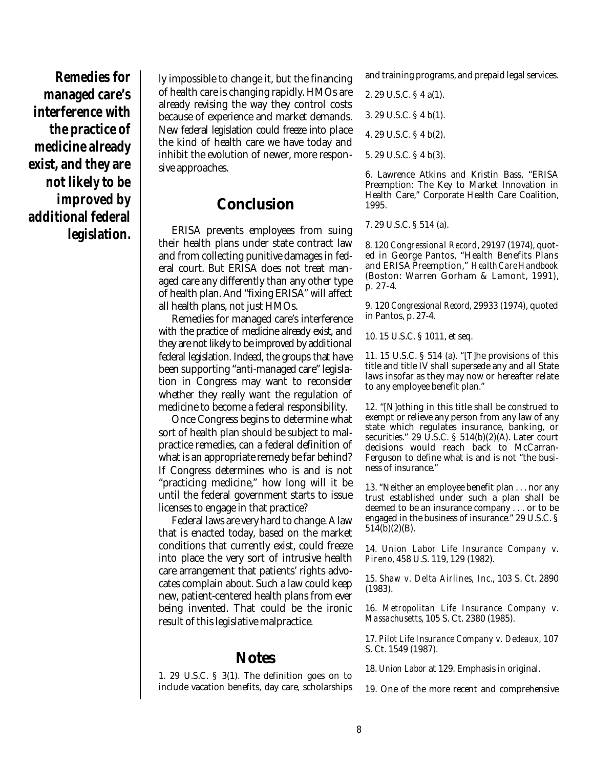**Remedies for managed care's interference with the practice of medicine already exist, and they are not likely to be improved by additional federal legislation.**

ly impossible to change it, but the financing of health care is changing rapidly. HMOs are already revising the way they control costs because of experience and market demands. New federal legislation could freeze into place the kind of health care we have today and inhibit the evolution of newer, more responsive approaches.

## Conclusion

ERISA prevents employees from suing their health plans under state contract law and from collecting punitive damages in federal court. But ERISA does not treat managed care any differently than any other type of health plan. And "fixing ERISA" will affect all health plans, not just HMOs.

Remedies for managed care's interference with the practice of medicine already exist, and they are not likely to be improved by additional federal legislation. Indeed, the groups that have been supporting "anti-managed care" legislation in Congress may want to reconsider whether they really want the regulation of medicine to become a federal responsibility.

Once Congress begins to determine what sort of health plan should be subject to malpractice remedies, can a federal definition of what is an appropriate remedy be far behind? If Congress determines who is and is not "practicing medicine," how long will it be until the federal government starts to issue licenses to engage in that practice?

Federal laws are very hard to change. A law that is enacted today, based on the market conditions that currently exist, could freeze into place the very sort of intrusive health care arrangement that patients' rights advocates complain about. Such a law could keep new, patient-centered health plans from ever being invented. That could be the ironic result of this legislative malpractice.

## Notes

1. 29 U.S.C. § 3(1). The definition goes on to include vacation benefits, day care, scholarships and training programs, and prepaid legal services.

2. 29 U.S.C. § 4 a(1).

3. 29 U.S.C. § 4 b(1).

4. 29 U.S.C. § 4 b(2).

5. 29 U.S.C. § 4 b(3).

6. Lawrence Atkins and Kristin Bass, "ERISA Preemption: The Key to Market Innovation in Health Care," Corporate Health Care Coalition, 1995.

7. 29 U.S.C. § 514 (a).

8. 120 *Congressional Record*, 29197 (1974), quoted in George Pantos, "Health Benefits Plans and ERISA Preemption," *Health Care Handbook* (Boston: Warren Gorham & Lamont, 1991), p. 27-4.

9. 120 *Congressional Record*, 29933 (1974), quoted in Pantos, p. 27-4.

10. 15 U.S.C. § 1011, et seq.

11. 15 U.S.C. § 514 (a). "[T]he provisions of this title and title IV shall supersede any and all State laws insofar as they may now or hereafter relate to any employee benefit plan."

12. "[N]othing in this title shall be construed to exempt or relieve any person from any law of any state which regulates insurance, banking, or securities." 29 U.S.C. § 514(b)(2)(A). Later court decisions would reach back to McCarran-Ferguson to define what is and is not "the business of insurance."

13. "Neither an employee benefit plan . . . nor any trust established under such a plan shall be deemed to be an insurance company . . . or to be engaged in the business of insurance." 29 U.S.C. § 514(b)(2)(B).

14. *Union Labor Life Insurance Company v. Pireno*, 458 U.S. 119, 129 (1982).

15. *Shaw v. Delta Airlines, Inc.*, 103 S. Ct. 2890 (1983).

16. *Metropolitan Life Insurance Company v. Massachusetts*, 105 S. Ct. 2380 (1985).

17. *Pilot Life Insurance Company v. Dedeaux*, 107 S. Ct. 1549 (1987).

18. *Union Labor* at 129. Emphasis in original.

19. One of the more recent and comprehensive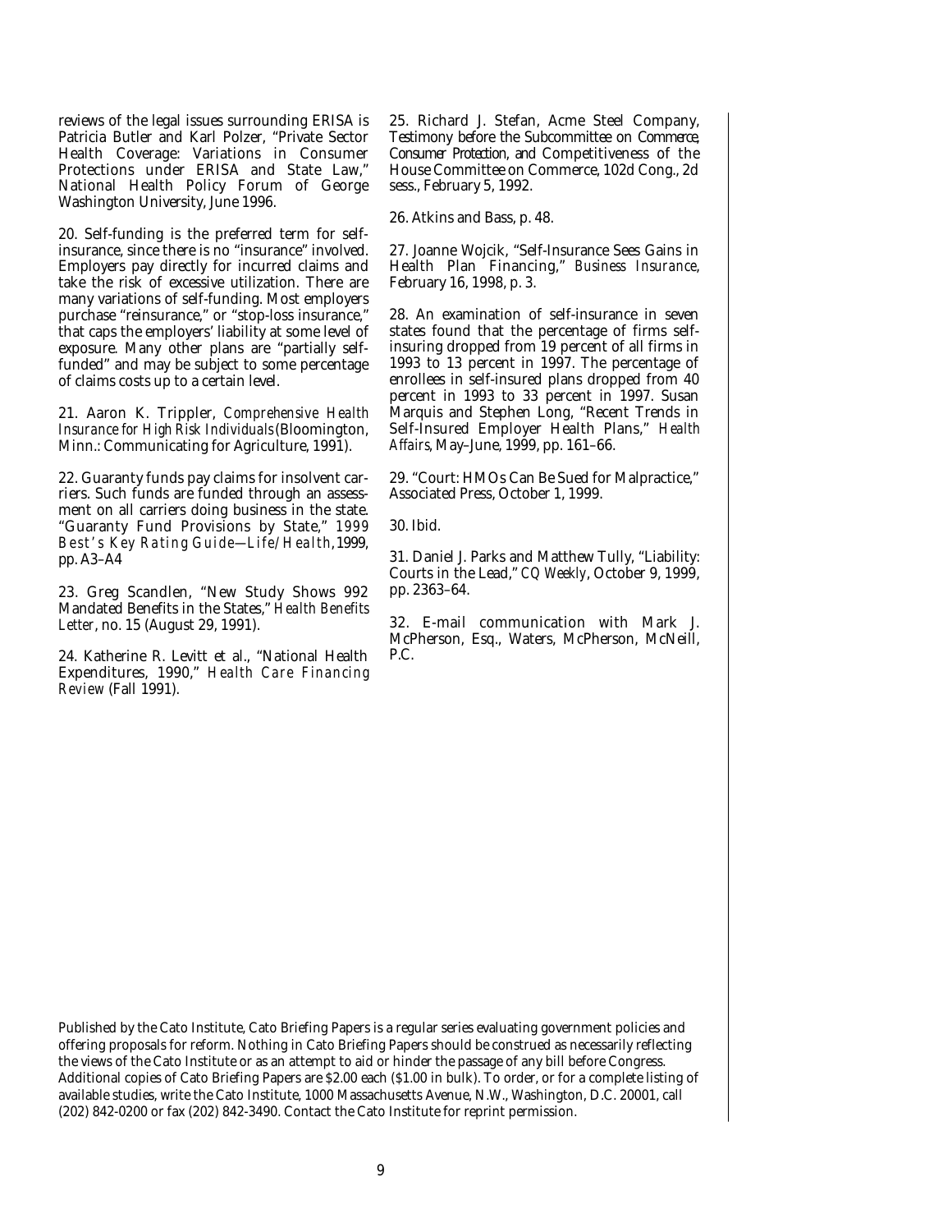reviews of the legal issues surrounding ERISA is Patricia Butler and Karl Polzer, "Private Sector Health Coverage: Variations in Consumer Protections under ERISA and State Law," National Health Policy Forum of George Washington University, June 1996.

20. Self-funding is the preferred term for self-insurance, since there is no "insurance" involved. Employers pay directly for incurred claims and take the risk of excessive utilization. There are many variations of self-funding. Most employers purchase "reinsurance," or "stop-loss insurance," that caps the employers' liability at some level of exposure. Many other plans are "partially self-funded" and may be subject to some percentage of claims costs up to a certain level.

21. Aaron K. Trippler, *Comprehensive Health Insurance for High Risk Individuals* (Bloomington, Minn.: Communicating for Agriculture, 1991).

22. Guaranty funds pay claims for insolvent carriers. Such funds are funded through an assessment on all carriers doing business in the state. "Guaranty Fund Provisions by State," *1999 Best's Key Rating Guide—Life/Health*, 1999, pp. A3–A4

23. Greg Scandlen, "New Study Shows 992 Mandated Benefits in the States," *Health Benefits Letter*, no. 15 (August 29, 1991).

24. Katherine R. Levitt et al., "National Health Expenditures, 1990," *Health Care Financing Review* (Fall 1991).

25. Richard J. Stefan, Acme Steel Company, Testimony before the Subcommittee on Commerce, Consumer Protection, and Competitiveness of the House Committee on Commerce, 102d Cong., 2d sess., February 5, 1992.

26. Atkins and Bass, p. 48.

27. Joanne Wojcik, "Self-Insurance Sees Gains in Health Plan Financing," *Business Insurance*, February 16, 1998, p. 3.

28. An examination of self-insurance in seven states found that the percentage of firms self-insuring dropped from 19 percent of all firms in 1993 to 13 percent in 1997. The percentage of enrollees in self-insured plans dropped from 40 percent in 1993 to 33 percent in 1997. Susan Marquis and Stephen Long, "Recent Trends in Self-Insured Employer Health Plans," *Health Affairs*, May–June, 1999, pp. 161–66.

29. "Court: HMOs Can Be Sued for Malpractice," Associated Press, October 1, 1999.

30. Ibid.

31. Daniel J. Parks and Matthew Tully, "Liability: Courts in the Lead," *CQ Weekly*, October 9, 1999, pp. 2363–64.

32. E-mail communication with Mark J. McPherson, Esq., Waters, McPherson, McNeill, P.C.

Published by the Cato Institute, Cato Briefing Papers is a regular series evaluating government policies and offering proposals for reform. Nothing in Cato Briefing Papers should be construed as necessarily reflecting the views of the Cato Institute or as an attempt to aid or hinder the passage of any bill before Congress. Additional copies of Cato Briefing Papers are $2.00 each ($1.00 in bulk). To order, or for a complete listing of available studies, write the Cato Institute, 1000 Massachusetts Avenue, N.W., Washington, D.C. 20001, call (202) 842-0200 or fax (202) 842-3490. Contact the Cato Institute for reprint permission.